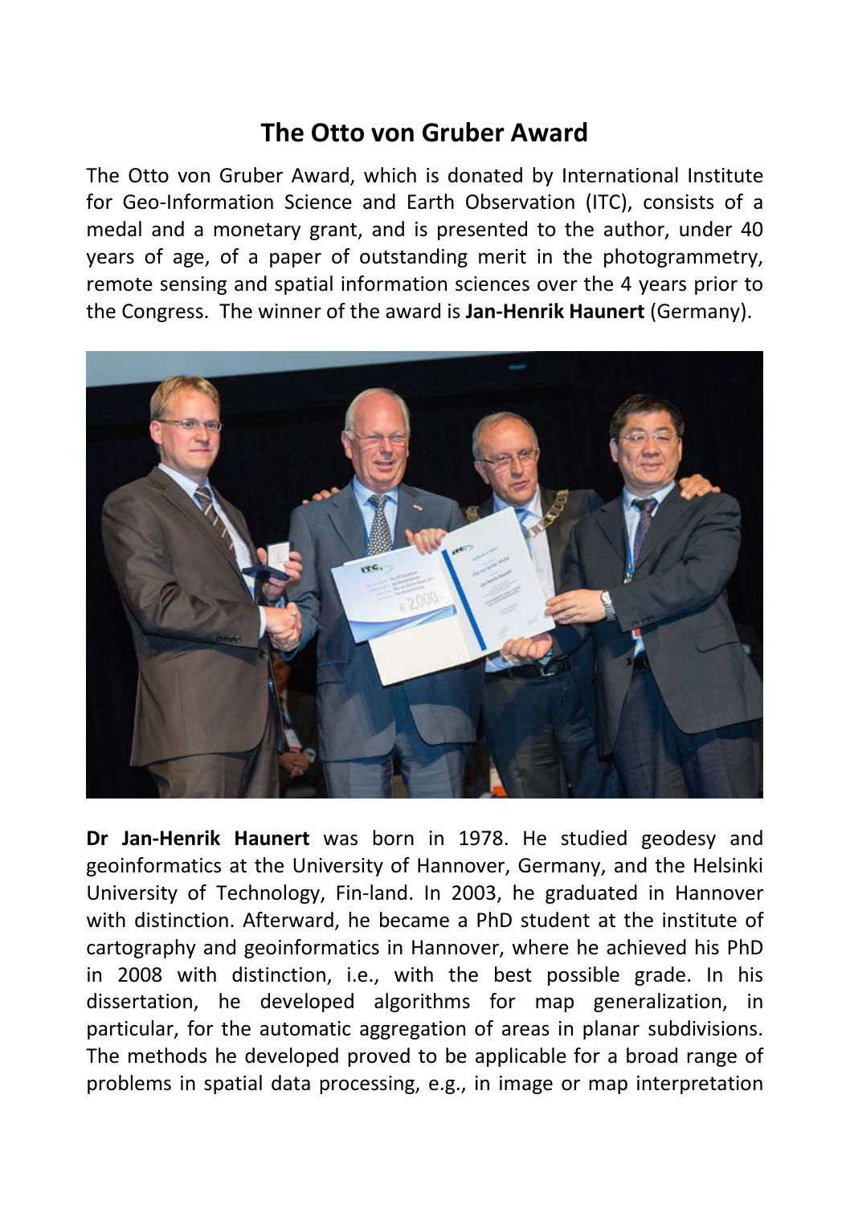# The Otto von Gruber Award

The Otto von Gruber Award, which is donated by International Institute for Geo-Information Science and Earth Observation (ITC), consists of a medal and a monetary grant, and is presented to the author, under 40 years of age, of a paper of outstanding merit in the photogrammetry, remote sensing and spatial information sciences over the 4 years prior to the Congress. The winner of the award is **Jan-Henrik Haunert** (Germany).

**Dr Jan-Henrik Haunert** was born in 1978. He studied geodesy and geoinformatics at the University of Hannover, Germany, and the Helsinki University of Technology, Fin-land. In 2003, he graduated in Hannover with distinction. Afterward, he became a PhD student at the institute of cartography and geoinformatics in Hannover, where he achieved his PhD in 2008 with distinction, i.e., with the best possible grade. In his dissertation, he developed algorithms for map generalization, in particular, for the automatic aggregation of areas in planar subdivisions. The methods he developed proved to be applicable for a broad range of problems in spatial data processing, e.g., in image or map interpretation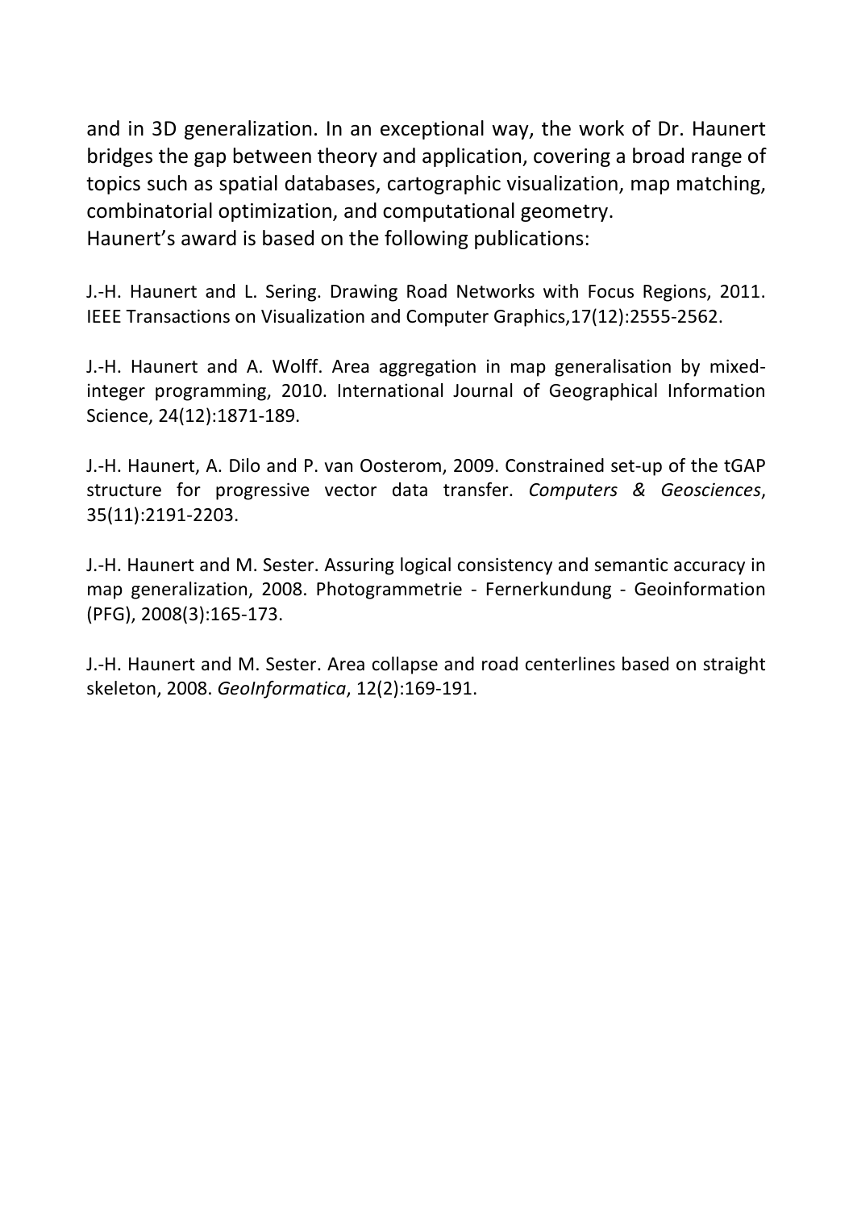and in 3D generalization. In an exceptional way, the work of Dr. Haunert bridges the gap between theory and application, covering a broad range of topics such as spatial databases, cartographic visualization, map matching, combinatorial optimization, and computational geometry.
Haunert's award is based on the following publications:

J.-H. Haunert and L. Sering. Drawing Road Networks with Focus Regions, 2011. IEEE Transactions on Visualization and Computer Graphics,17(12):2555-2562.

J.-H. Haunert and A. Wolff. Area aggregation in map generalisation by mixed-integer programming, 2010. International Journal of Geographical Information Science, 24(12):1871-189.

J.-H. Haunert, A. Dilo and P. van Oosterom, 2009. Constrained set-up of the tGAP structure for progressive vector data transfer. *Computers & Geosciences*, 35(11):2191-2203.

J.-H. Haunert and M. Sester. Assuring logical consistency and semantic accuracy in map generalization, 2008. Photogrammetrie - Fernerkundung - Geoinformation (PFG), 2008(3):165-173.

J.-H. Haunert and M. Sester. Area collapse and road centerlines based on straight skeleton, 2008. *GeoInformatica*, 12(2):169-191.